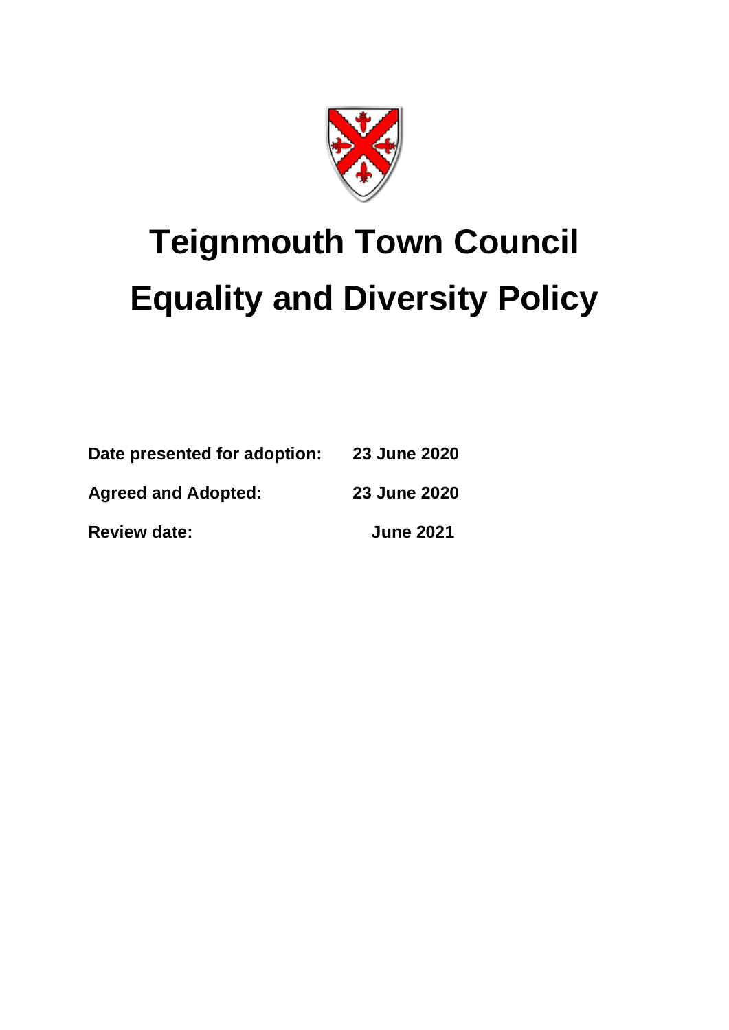# Teignmouth Town Council

# Equality and Diversity Policy

**Date presented for adoption:** **23 June 2020**

**Agreed and Adopted:** **23 June 2020**

**Review date:** **June 2021**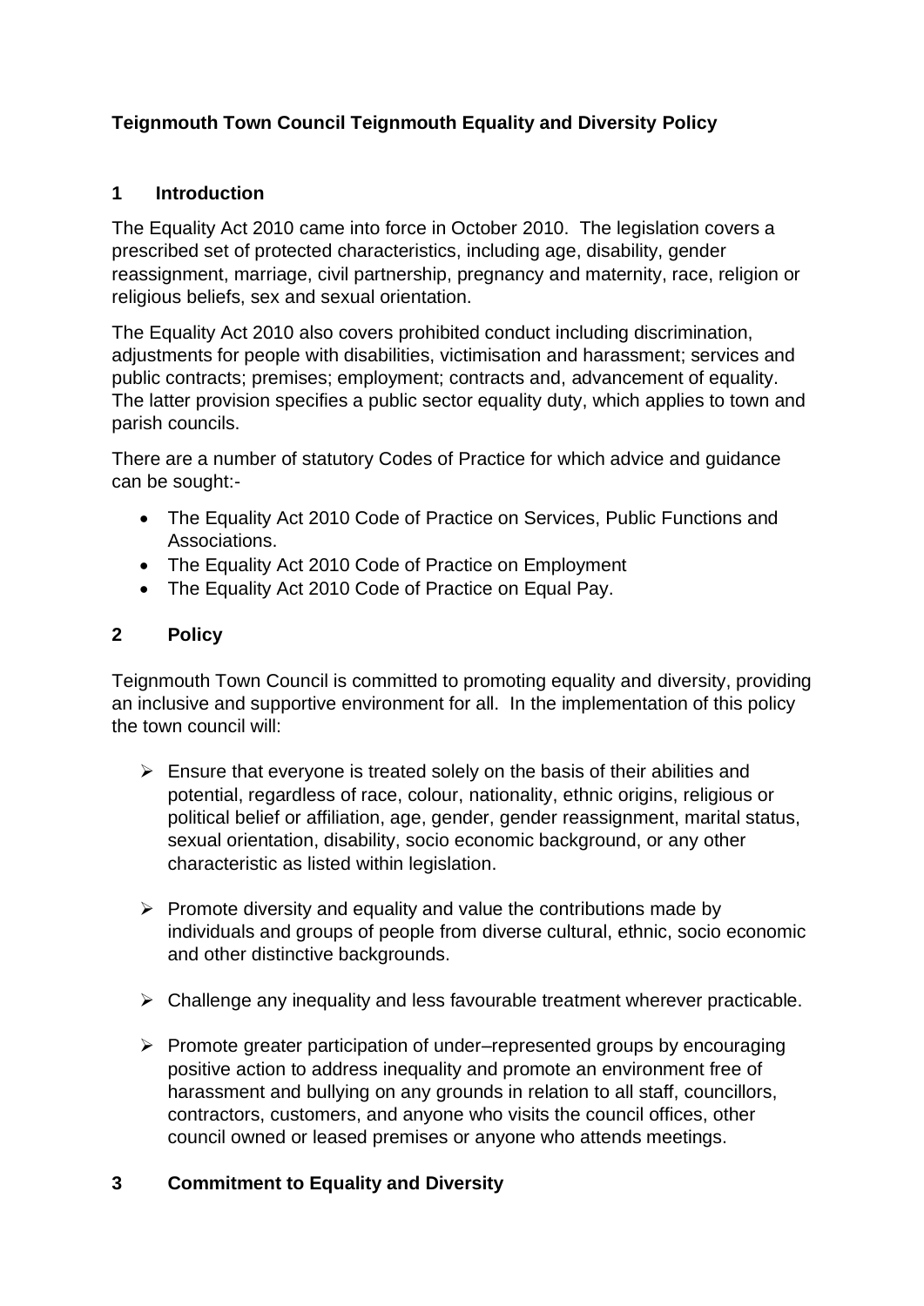**Teignmouth Town Council Teignmouth Equality and Diversity Policy**

## 1 Introduction

The Equality Act 2010 came into force in October 2010. The legislation covers a prescribed set of protected characteristics, including age, disability, gender reassignment, marriage, civil partnership, pregnancy and maternity, race, religion or religious beliefs, sex and sexual orientation.

The Equality Act 2010 also covers prohibited conduct including discrimination, adjustments for people with disabilities, victimisation and harassment; services and public contracts; premises; employment; contracts and, advancement of equality. The latter provision specifies a public sector equality duty, which applies to town and parish councils.

There are a number of statutory Codes of Practice for which advice and guidance can be sought:-

- The Equality Act 2010 Code of Practice on Services, Public Functions and Associations.
- The Equality Act 2010 Code of Practice on Employment
- The Equality Act 2010 Code of Practice on Equal Pay.

## 2 Policy

Teignmouth Town Council is committed to promoting equality and diversity, providing an inclusive and supportive environment for all. In the implementation of this policy the town council will:

- Ensure that everyone is treated solely on the basis of their abilities and potential, regardless of race, colour, nationality, ethnic origins, religious or political belief or affiliation, age, gender, gender reassignment, marital status, sexual orientation, disability, socio economic background, or any other characteristic as listed within legislation.
- Promote diversity and equality and value the contributions made by individuals and groups of people from diverse cultural, ethnic, socio economic and other distinctive backgrounds.
- Challenge any inequality and less favourable treatment wherever practicable.
- Promote greater participation of under–represented groups by encouraging positive action to address inequality and promote an environment free of harassment and bullying on any grounds in relation to all staff, councillors, contractors, customers, and anyone who visits the council offices, other council owned or leased premises or anyone who attends meetings.

## 3 Commitment to Equality and Diversity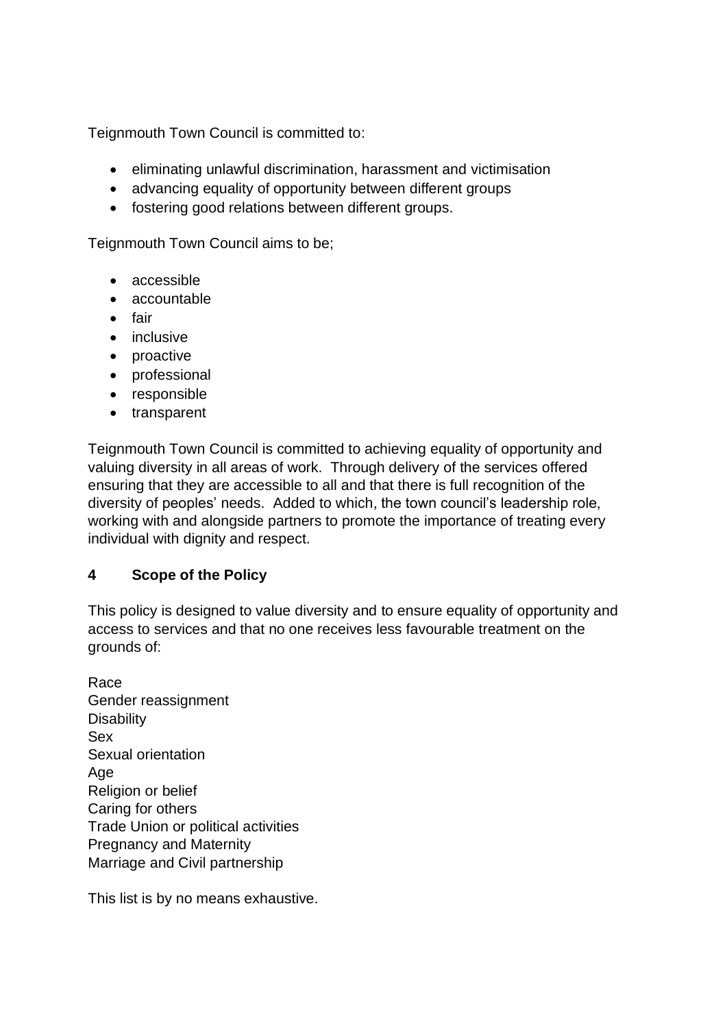Teignmouth Town Council is committed to:

- eliminating unlawful discrimination, harassment and victimisation
- advancing equality of opportunity between different groups
- fostering good relations between different groups.

Teignmouth Town Council aims to be;

- accessible
- accountable
- fair
- inclusive
- proactive
- professional
- responsible
- transparent

Teignmouth Town Council is committed to achieving equality of opportunity and valuing diversity in all areas of work. Through delivery of the services offered ensuring that they are accessible to all and that there is full recognition of the diversity of peoples' needs. Added to which, the town council's leadership role, working with and alongside partners to promote the importance of treating every individual with dignity and respect.

## 4 Scope of the Policy

This policy is designed to value diversity and to ensure equality of opportunity and access to services and that no one receives less favourable treatment on the grounds of:

Race
Gender reassignment
Disability
Sex
Sexual orientation
Age
Religion or belief
Caring for others
Trade Union or political activities
Pregnancy and Maternity
Marriage and Civil partnership

This list is by no means exhaustive.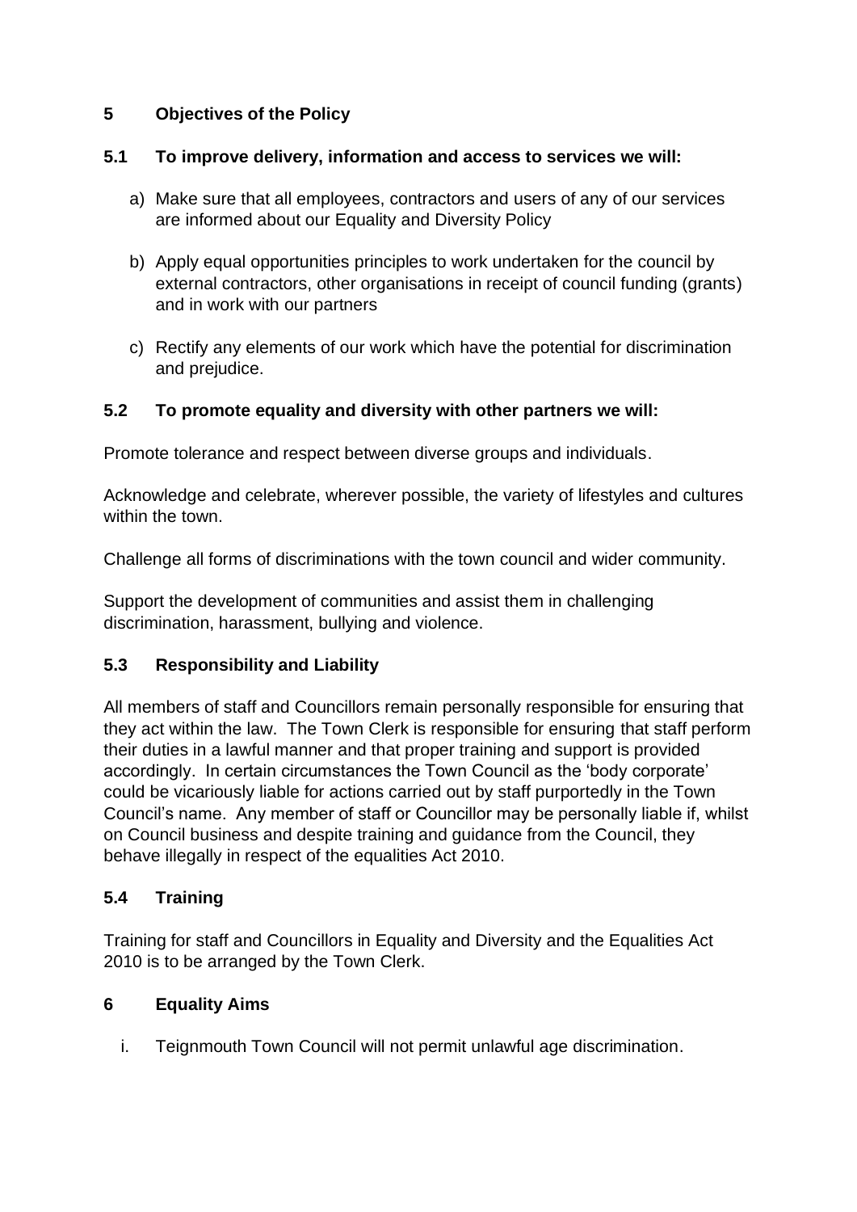## 5 Objectives of the Policy

### 5.1 To improve delivery, information and access to services we will:

a) Make sure that all employees, contractors and users of any of our services are informed about our Equality and Diversity Policy

b) Apply equal opportunities principles to work undertaken for the council by external contractors, other organisations in receipt of council funding (grants) and in work with our partners

c) Rectify any elements of our work which have the potential for discrimination and prejudice.

### 5.2 To promote equality and diversity with other partners we will:

Promote tolerance and respect between diverse groups and individuals.

Acknowledge and celebrate, wherever possible, the variety of lifestyles and cultures within the town.

Challenge all forms of discriminations with the town council and wider community.

Support the development of communities and assist them in challenging discrimination, harassment, bullying and violence.

### 5.3 Responsibility and Liability

All members of staff and Councillors remain personally responsible for ensuring that they act within the law. The Town Clerk is responsible for ensuring that staff perform their duties in a lawful manner and that proper training and support is provided accordingly. In certain circumstances the Town Council as the 'body corporate' could be vicariously liable for actions carried out by staff purportedly in the Town Council's name. Any member of staff or Councillor may be personally liable if, whilst on Council business and despite training and guidance from the Council, they behave illegally in respect of the equalities Act 2010.

### 5.4 Training

Training for staff and Councillors in Equality and Diversity and the Equalities Act 2010 is to be arranged by the Town Clerk.

## 6 Equality Aims

i. Teignmouth Town Council will not permit unlawful age discrimination.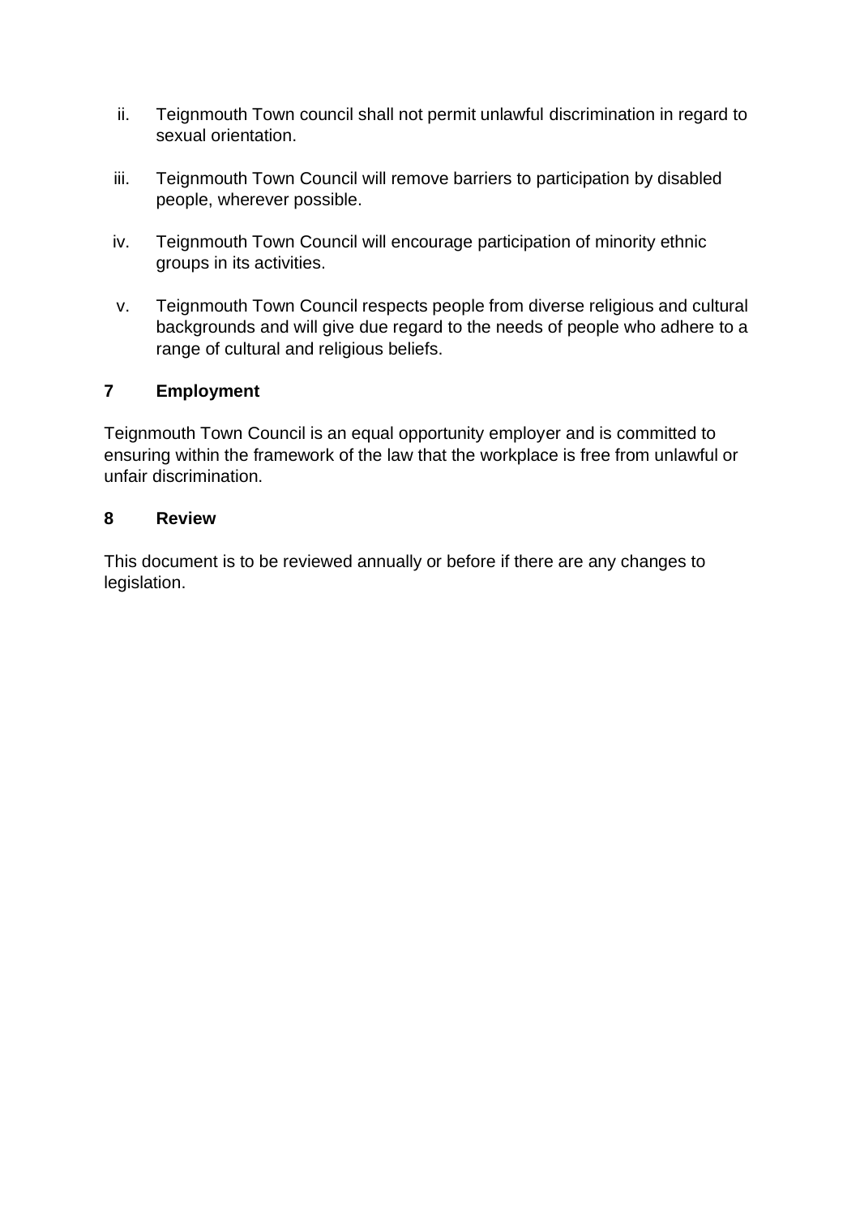ii. Teignmouth Town council shall not permit unlawful discrimination in regard to sexual orientation.

iii. Teignmouth Town Council will remove barriers to participation by disabled people, wherever possible.

iv. Teignmouth Town Council will encourage participation of minority ethnic groups in its activities.

v. Teignmouth Town Council respects people from diverse religious and cultural backgrounds and will give due regard to the needs of people who adhere to a range of cultural and religious beliefs.

## 7 Employment

Teignmouth Town Council is an equal opportunity employer and is committed to ensuring within the framework of the law that the workplace is free from unlawful or unfair discrimination.

## 8 Review

This document is to be reviewed annually or before if there are any changes to legislation.